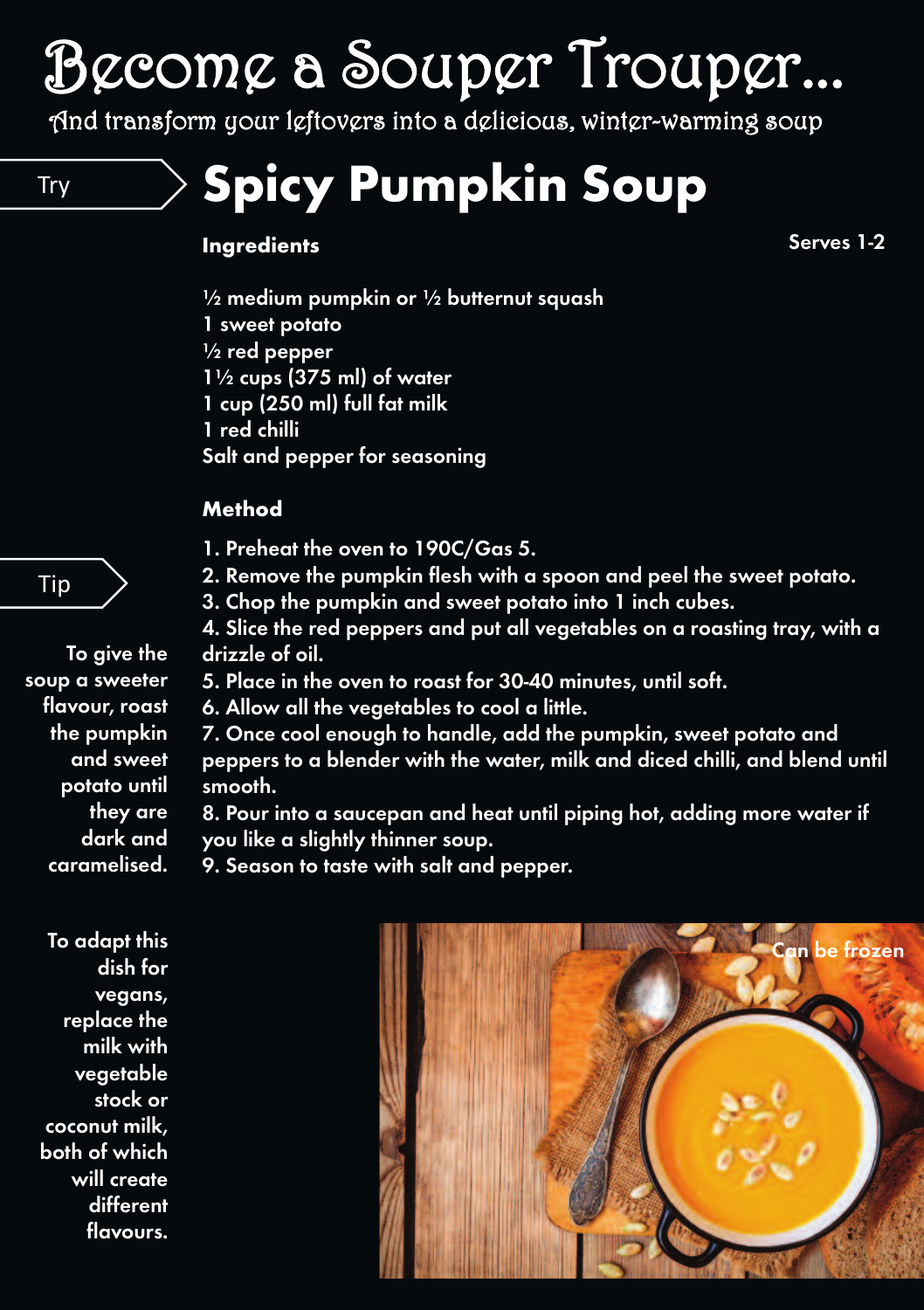# Become a Souper Trouper...

And transform your leftovers into a delicious, winter-warming soup

Try

## Spicy Pumpkin Soup

**Ingredients**

**Serves 1-2**

½ medium pumpkin or ½ butternut squash
1 sweet potato
½ red pepper
1½ cups (375 ml) of water
1 cup (250 ml) full fat milk
1 red chilli
Salt and pepper for seasoning

**Method**

1. Preheat the oven to 190C/Gas 5.
2. Remove the pumpkin flesh with a spoon and peel the sweet potato.
3. Chop the pumpkin and sweet potato into 1 inch cubes.
4. Slice the red peppers and put all vegetables on a roasting tray, with a drizzle of oil.
5. Place in the oven to roast for 30-40 minutes, until soft.
6. Allow all the vegetables to cool a little.
7. Once cool enough to handle, add the pumpkin, sweet potato and peppers to a blender with the water, milk and diced chilli, and blend until smooth.
8. Pour into a saucepan and heat until piping hot, adding more water if you like a slightly thinner soup.
9. Season to taste with salt and pepper.

Tip

To give the soup a sweeter flavour, roast the pumpkin and sweet potato until they are dark and caramelised.

To adapt this dish for vegans, replace the milk with vegetable stock or coconut milk, both of which will create different flavours.

Can be frozen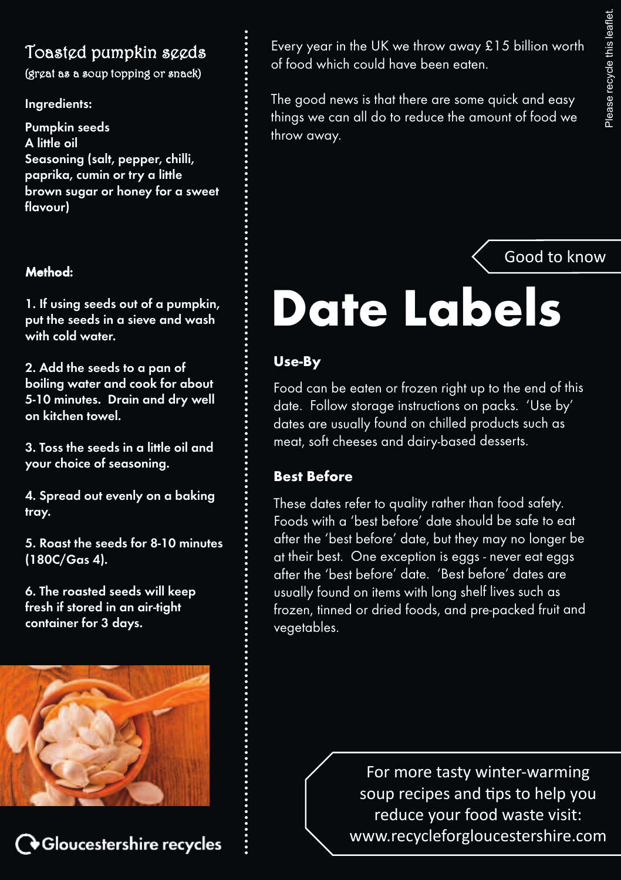## Toasted pumpkin seeds

(great as a soup topping or snack)

**Ingredients:**

**Pumpkin seeds**
**A little oil**
**Seasoning (salt, pepper, chilli, paprika, cumin or try a little brown sugar or honey for a sweet flavour)**

**Method:**

**1. If using seeds out of a pumpkin, put the seeds in a sieve and wash with cold water.**

**2. Add the seeds to a pan of boiling water and cook for about 5-10 minutes. Drain and dry well on kitchen towel.**

**3. Toss the seeds in a little oil and your choice of seasoning.**

**4. Spread out evenly on a baking tray.**

**5. Roast the seeds for 8-10 minutes (180C/Gas 4).**

**6. The roasted seeds will keep fresh if stored in an air-tight container for 3 days.**

Gloucestershire recycles

Every year in the UK we throw away £15 billion worth of food which could have been eaten.

The good news is that there are some quick and easy things we can all do to reduce the amount of food we throw away.

Good to know

# Date Labels

### Use-By

Food can be eaten or frozen right up to the end of this date. Follow storage instructions on packs. 'Use by' dates are usually found on chilled products such as meat, soft cheeses and dairy-based desserts.

### Best Before

These dates refer to quality rather than food safety. Foods with a 'best before' date should be safe to eat after the 'best before' date, but they may no longer be at their best. One exception is eggs - never eat eggs after the 'best before' date. 'Best before' dates are usually found on items with long shelf lives such as frozen, tinned or dried foods, and pre-packed fruit and vegetables.

For more tasty winter-warming soup recipes and tips to help you reduce your food waste visit: www.recycleforgloucestershire.com

Please recycle this leaflet.